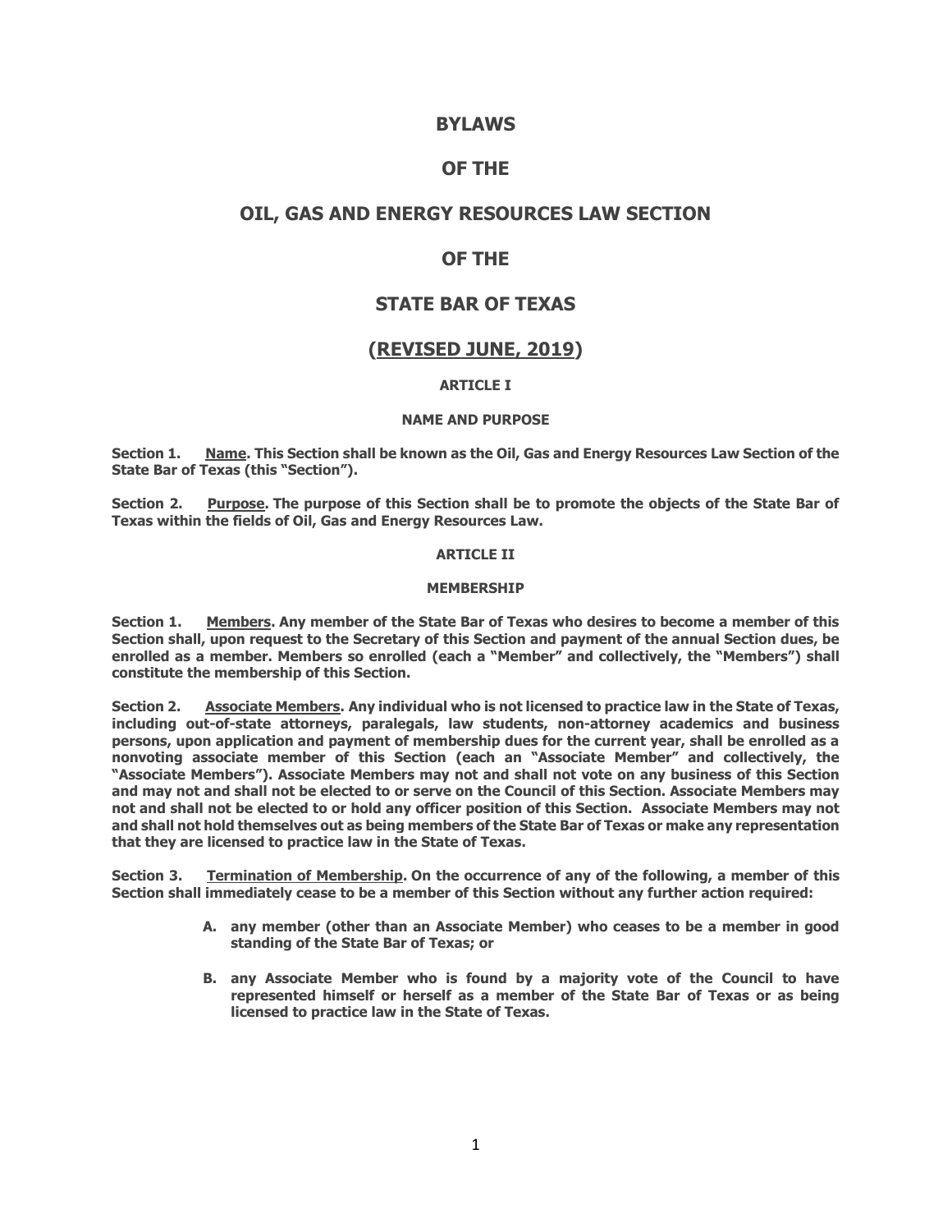# BYLAWS

# OF THE

# OIL, GAS AND ENERGY RESOURCES LAW SECTION

# OF THE

# STATE BAR OF TEXAS

# (REVISED JUNE, 2019)

## ARTICLE I

## NAME AND PURPOSE

**Section 1. Name. This Section shall be known as the Oil, Gas and Energy Resources Law Section of the State Bar of Texas (this "Section").**

**Section 2. Purpose. The purpose of this Section shall be to promote the objects of the State Bar of Texas within the fields of Oil, Gas and Energy Resources Law.**

## ARTICLE II

## MEMBERSHIP

**Section 1. Members. Any member of the State Bar of Texas who desires to become a member of this Section shall, upon request to the Secretary of this Section and payment of the annual Section dues, be enrolled as a member. Members so enrolled (each a "Member" and collectively, the "Members") shall constitute the membership of this Section.**

**Section 2. Associate Members. Any individual who is not licensed to practice law in the State of Texas, including out-of-state attorneys, paralegals, law students, non-attorney academics and business persons, upon application and payment of membership dues for the current year, shall be enrolled as a nonvoting associate member of this Section (each an "Associate Member" and collectively, the "Associate Members"). Associate Members may not and shall not vote on any business of this Section and may not and shall not be elected to or serve on the Council of this Section. Associate Members may not and shall not be elected to or hold any officer position of this Section. Associate Members may not and shall not hold themselves out as being members of the State Bar of Texas or make any representation that they are licensed to practice law in the State of Texas.**

**Section 3. Termination of Membership. On the occurrence of any of the following, a member of this Section shall immediately cease to be a member of this Section without any further action required:**

> **A. any member (other than an Associate Member) who ceases to be a member in good standing of the State Bar of Texas; or**
>
> **B. any Associate Member who is found by a majority vote of the Council to have represented himself or herself as a member of the State Bar of Texas or as being licensed to practice law in the State of Texas.**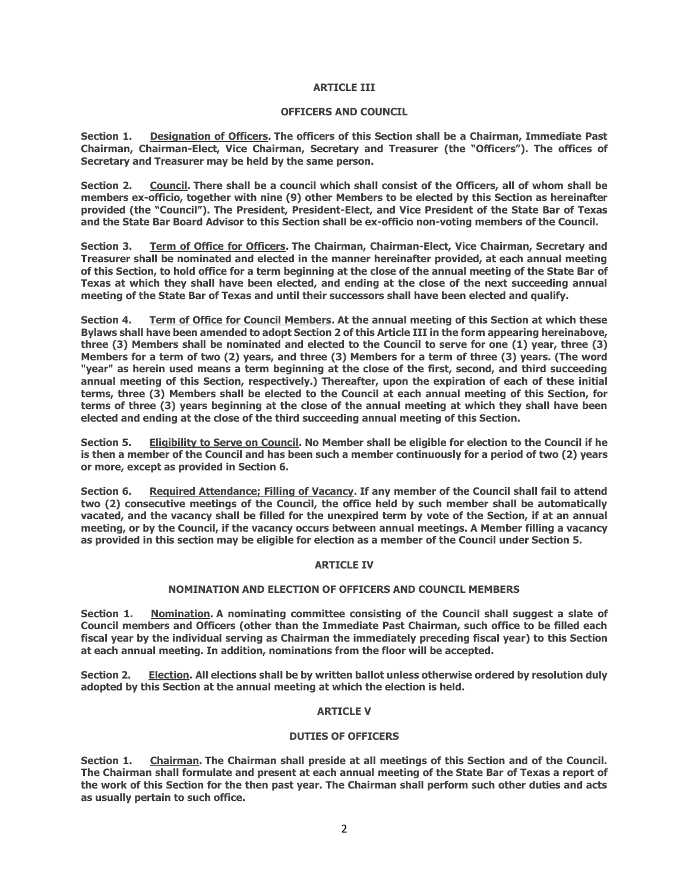## ARTICLE III

## OFFICERS AND COUNCIL

**Section 1. <u>Designation of Officers</u>. The officers of this Section shall be a Chairman, Immediate Past Chairman, Chairman-Elect, Vice Chairman, Secretary and Treasurer (the "Officers"). The offices of Secretary and Treasurer may be held by the same person.**

**Section 2. <u>Council</u>. There shall be a council which shall consist of the Officers, all of whom shall be members ex-officio, together with nine (9) other Members to be elected by this Section as hereinafter provided (the "Council"). The President, President-Elect, and Vice President of the State Bar of Texas and the State Bar Board Advisor to this Section shall be ex-officio non-voting members of the Council.**

**Section 3. <u>Term of Office for Officers</u>. The Chairman, Chairman-Elect, Vice Chairman, Secretary and Treasurer shall be nominated and elected in the manner hereinafter provided, at each annual meeting of this Section, to hold office for a term beginning at the close of the annual meeting of the State Bar of Texas at which they shall have been elected, and ending at the close of the next succeeding annual meeting of the State Bar of Texas and until their successors shall have been elected and qualify.**

**Section 4. <u>Term of Office for Council Members</u>. At the annual meeting of this Section at which these Bylaws shall have been amended to adopt Section 2 of this Article III in the form appearing hereinabove, three (3) Members shall be nominated and elected to the Council to serve for one (1) year, three (3) Members for a term of two (2) years, and three (3) Members for a term of three (3) years. (The word "year" as herein used means a term beginning at the close of the first, second, and third succeeding annual meeting of this Section, respectively.) Thereafter, upon the expiration of each of these initial terms, three (3) Members shall be elected to the Council at each annual meeting of this Section, for terms of three (3) years beginning at the close of the annual meeting at which they shall have been elected and ending at the close of the third succeeding annual meeting of this Section.**

**Section 5. <u>Eligibility to Serve on Council</u>. No Member shall be eligible for election to the Council if he is then a member of the Council and has been such a member continuously for a period of two (2) years or more, except as provided in Section 6.**

**Section 6. <u>Required Attendance; Filling of Vacancy</u>. If any member of the Council shall fail to attend two (2) consecutive meetings of the Council, the office held by such member shall be automatically vacated, and the vacancy shall be filled for the unexpired term by vote of the Section, if at an annual meeting, or by the Council, if the vacancy occurs between annual meetings. A Member filling a vacancy as provided in this section may be eligible for election as a member of the Council under Section 5.**

## ARTICLE IV

## NOMINATION AND ELECTION OF OFFICERS AND COUNCIL MEMBERS

**Section 1. <u>Nomination</u>. A nominating committee consisting of the Council shall suggest a slate of Council members and Officers (other than the Immediate Past Chairman, such office to be filled each fiscal year by the individual serving as Chairman the immediately preceding fiscal year) to this Section at each annual meeting. In addition, nominations from the floor will be accepted.**

**Section 2. <u>Election</u>. All elections shall be by written ballot unless otherwise ordered by resolution duly adopted by this Section at the annual meeting at which the election is held.**

## ARTICLE V

## DUTIES OF OFFICERS

**Section 1. <u>Chairman</u>. The Chairman shall preside at all meetings of this Section and of the Council. The Chairman shall formulate and present at each annual meeting of the State Bar of Texas a report of the work of this Section for the then past year. The Chairman shall perform such other duties and acts as usually pertain to such office.**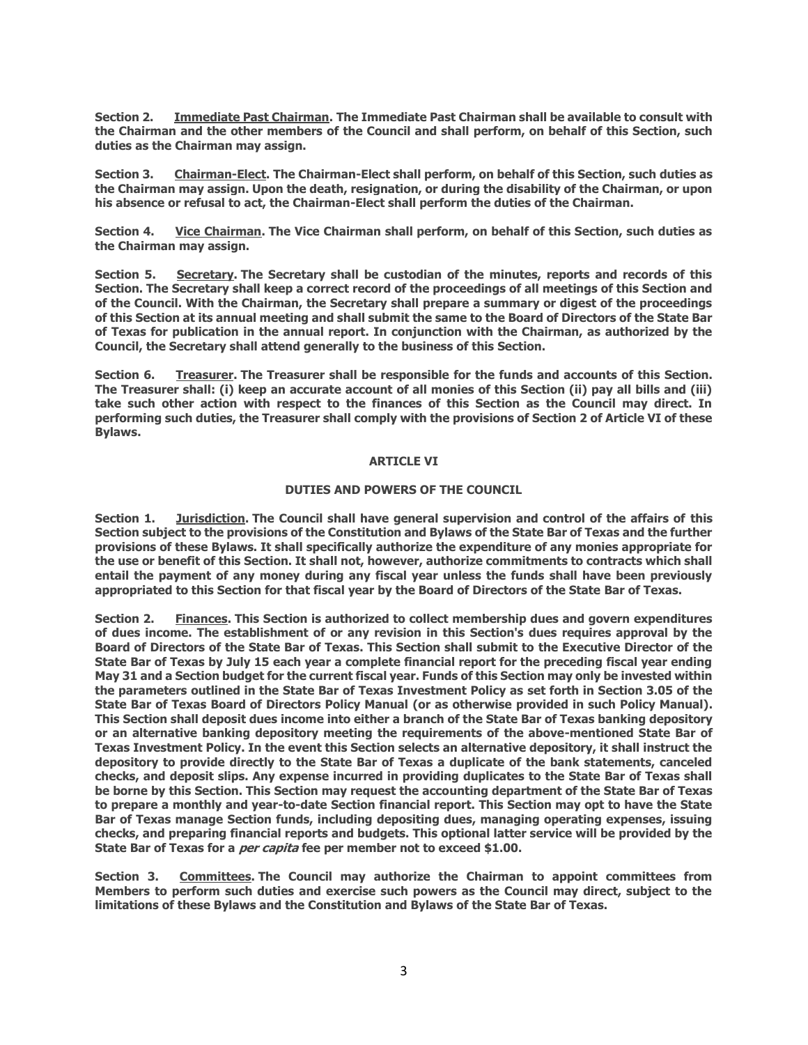**Section 2. Immediate Past Chairman. The Immediate Past Chairman shall be available to consult with the Chairman and the other members of the Council and shall perform, on behalf of this Section, such duties as the Chairman may assign.**

**Section 3. Chairman-Elect. The Chairman-Elect shall perform, on behalf of this Section, such duties as the Chairman may assign. Upon the death, resignation, or during the disability of the Chairman, or upon his absence or refusal to act, the Chairman-Elect shall perform the duties of the Chairman.**

**Section 4. Vice Chairman. The Vice Chairman shall perform, on behalf of this Section, such duties as the Chairman may assign.**

**Section 5. Secretary. The Secretary shall be custodian of the minutes, reports and records of this Section. The Secretary shall keep a correct record of the proceedings of all meetings of this Section and of the Council. With the Chairman, the Secretary shall prepare a summary or digest of the proceedings of this Section at its annual meeting and shall submit the same to the Board of Directors of the State Bar of Texas for publication in the annual report. In conjunction with the Chairman, as authorized by the Council, the Secretary shall attend generally to the business of this Section.**

**Section 6. Treasurer. The Treasurer shall be responsible for the funds and accounts of this Section. The Treasurer shall: (i) keep an accurate account of all monies of this Section (ii) pay all bills and (iii) take such other action with respect to the finances of this Section as the Council may direct. In performing such duties, the Treasurer shall comply with the provisions of Section 2 of Article VI of these Bylaws.**

## ARTICLE VI

## DUTIES AND POWERS OF THE COUNCIL

**Section 1. Jurisdiction. The Council shall have general supervision and control of the affairs of this Section subject to the provisions of the Constitution and Bylaws of the State Bar of Texas and the further provisions of these Bylaws. It shall specifically authorize the expenditure of any monies appropriate for the use or benefit of this Section. It shall not, however, authorize commitments to contracts which shall entail the payment of any money during any fiscal year unless the funds shall have been previously appropriated to this Section for that fiscal year by the Board of Directors of the State Bar of Texas.**

**Section 2. Finances. This Section is authorized to collect membership dues and govern expenditures of dues income. The establishment of or any revision in this Section's dues requires approval by the Board of Directors of the State Bar of Texas. This Section shall submit to the Executive Director of the State Bar of Texas by July 15 each year a complete financial report for the preceding fiscal year ending May 31 and a Section budget for the current fiscal year. Funds of this Section may only be invested within the parameters outlined in the State Bar of Texas Investment Policy as set forth in Section 3.05 of the State Bar of Texas Board of Directors Policy Manual (or as otherwise provided in such Policy Manual). This Section shall deposit dues income into either a branch of the State Bar of Texas banking depository or an alternative banking depository meeting the requirements of the above-mentioned State Bar of Texas Investment Policy. In the event this Section selects an alternative depository, it shall instruct the depository to provide directly to the State Bar of Texas a duplicate of the bank statements, canceled checks, and deposit slips. Any expense incurred in providing duplicates to the State Bar of Texas shall be borne by this Section. This Section may request the accounting department of the State Bar of Texas to prepare a monthly and year-to-date Section financial report. This Section may opt to have the State Bar of Texas manage Section funds, including depositing dues, managing operating expenses, issuing checks, and preparing financial reports and budgets. This optional latter service will be provided by the State Bar of Texas for a *per capita* fee per member not to exceed $1.00.**

**Section 3. Committees. The Council may authorize the Chairman to appoint committees from Members to perform such duties and exercise such powers as the Council may direct, subject to the limitations of these Bylaws and the Constitution and Bylaws of the State Bar of Texas.**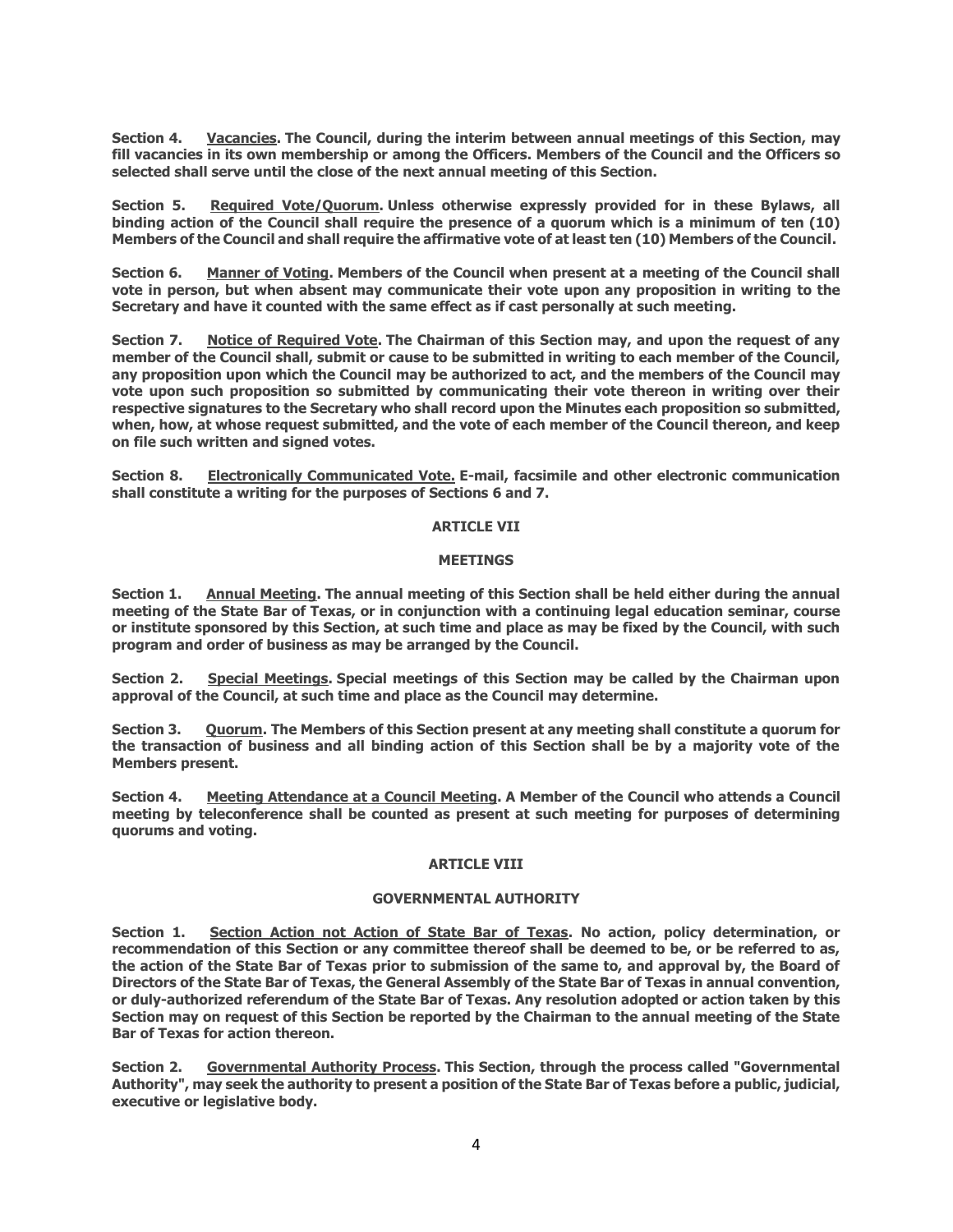**Section 4. <u>Vacancies</u>. The Council, during the interim between annual meetings of this Section, may fill vacancies in its own membership or among the Officers. Members of the Council and the Officers so selected shall serve until the close of the next annual meeting of this Section.**

**Section 5. <u>Required Vote/Quorum</u>. Unless otherwise expressly provided for in these Bylaws, all binding action of the Council shall require the presence of a quorum which is a minimum of ten (10) Members of the Council and shall require the affirmative vote of at least ten (10) Members of the Council.**

**Section 6. <u>Manner of Voting</u>. Members of the Council when present at a meeting of the Council shall vote in person, but when absent may communicate their vote upon any proposition in writing to the Secretary and have it counted with the same effect as if cast personally at such meeting.**

**Section 7. <u>Notice of Required Vote</u>. The Chairman of this Section may, and upon the request of any member of the Council shall, submit or cause to be submitted in writing to each member of the Council, any proposition upon which the Council may be authorized to act, and the members of the Council may vote upon such proposition so submitted by communicating their vote thereon in writing over their respective signatures to the Secretary who shall record upon the Minutes each proposition so submitted, when, how, at whose request submitted, and the vote of each member of the Council thereon, and keep on file such written and signed votes.**

**Section 8. <u>Electronically Communicated Vote.</u> E-mail, facsimile and other electronic communication shall constitute a writing for the purposes of Sections 6 and 7.**

## ARTICLE VII

## MEETINGS

**Section 1. <u>Annual Meeting</u>. The annual meeting of this Section shall be held either during the annual meeting of the State Bar of Texas, or in conjunction with a continuing legal education seminar, course or institute sponsored by this Section, at such time and place as may be fixed by the Council, with such program and order of business as may be arranged by the Council.**

**Section 2. <u>Special Meetings</u>. Special meetings of this Section may be called by the Chairman upon approval of the Council, at such time and place as the Council may determine.**

**Section 3. <u>Quorum</u>. The Members of this Section present at any meeting shall constitute a quorum for the transaction of business and all binding action of this Section shall be by a majority vote of the Members present.**

**Section 4. <u>Meeting Attendance at a Council Meeting</u>. A Member of the Council who attends a Council meeting by teleconference shall be counted as present at such meeting for purposes of determining quorums and voting.**

## ARTICLE VIII

## GOVERNMENTAL AUTHORITY

**Section 1. <u>Section Action not Action of State Bar of Texas</u>. No action, policy determination, or recommendation of this Section or any committee thereof shall be deemed to be, or be referred to as, the action of the State Bar of Texas prior to submission of the same to, and approval by, the Board of Directors of the State Bar of Texas, the General Assembly of the State Bar of Texas in annual convention, or duly-authorized referendum of the State Bar of Texas. Any resolution adopted or action taken by this Section may on request of this Section be reported by the Chairman to the annual meeting of the State Bar of Texas for action thereon.**

**Section 2. <u>Governmental Authority Process</u>. This Section, through the process called "Governmental Authority", may seek the authority to present a position of the State Bar of Texas before a public, judicial, executive or legislative body.**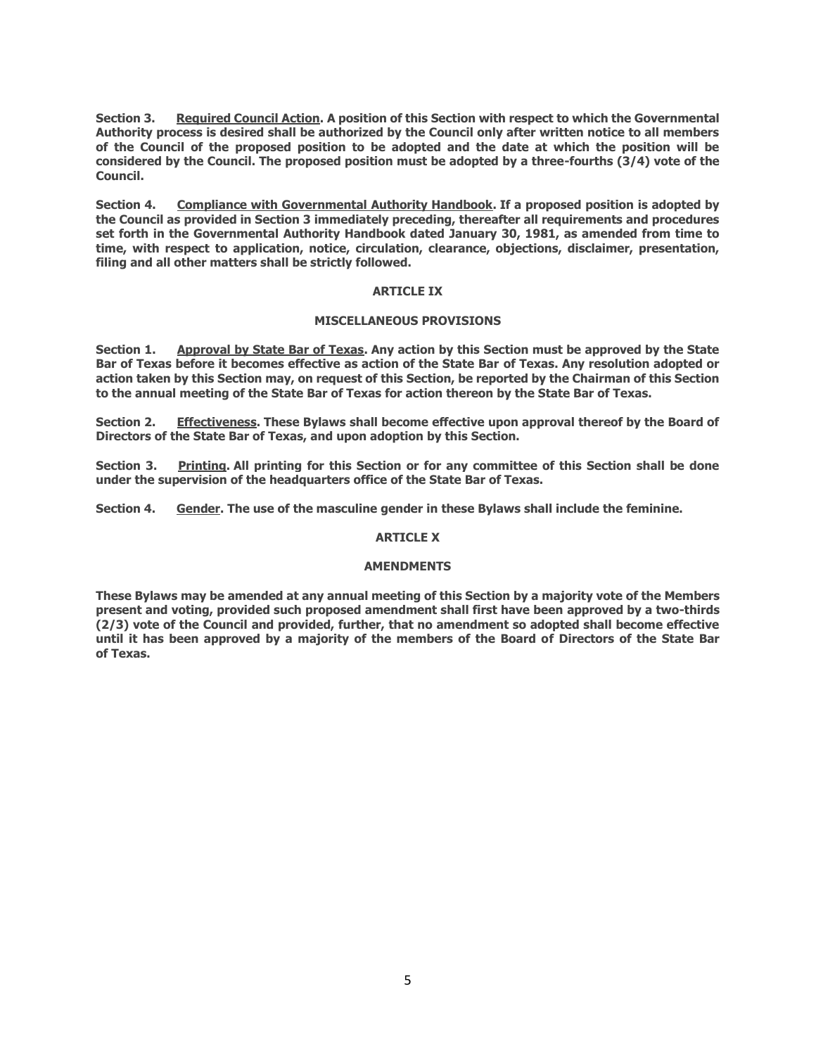**Section 3. <u>Required Council Action</u>. A position of this Section with respect to which the Governmental Authority process is desired shall be authorized by the Council only after written notice to all members of the Council of the proposed position to be adopted and the date at which the position will be considered by the Council. The proposed position must be adopted by a three-fourths (3/4) vote of the Council.**

**Section 4. <u>Compliance with Governmental Authority Handbook</u>. If a proposed position is adopted by the Council as provided in Section 3 immediately preceding, thereafter all requirements and procedures set forth in the Governmental Authority Handbook dated January 30, 1981, as amended from time to time, with respect to application, notice, circulation, clearance, objections, disclaimer, presentation, filing and all other matters shall be strictly followed.**

## ARTICLE IX

## MISCELLANEOUS PROVISIONS

**Section 1. <u>Approval by State Bar of Texas</u>. Any action by this Section must be approved by the State Bar of Texas before it becomes effective as action of the State Bar of Texas. Any resolution adopted or action taken by this Section may, on request of this Section, be reported by the Chairman of this Section to the annual meeting of the State Bar of Texas for action thereon by the State Bar of Texas.**

**Section 2. <u>Effectiveness</u>. These Bylaws shall become effective upon approval thereof by the Board of Directors of the State Bar of Texas, and upon adoption by this Section.**

**Section 3. <u>Printing</u>. All printing for this Section or for any committee of this Section shall be done under the supervision of the headquarters office of the State Bar of Texas.**

**Section 4. <u>Gender</u>. The use of the masculine gender in these Bylaws shall include the feminine.**

## ARTICLE X

## AMENDMENTS

**These Bylaws may be amended at any annual meeting of this Section by a majority vote of the Members present and voting, provided such proposed amendment shall first have been approved by a two-thirds (2/3) vote of the Council and provided, further, that no amendment so adopted shall become effective until it has been approved by a majority of the members of the Board of Directors of the State Bar of Texas.**